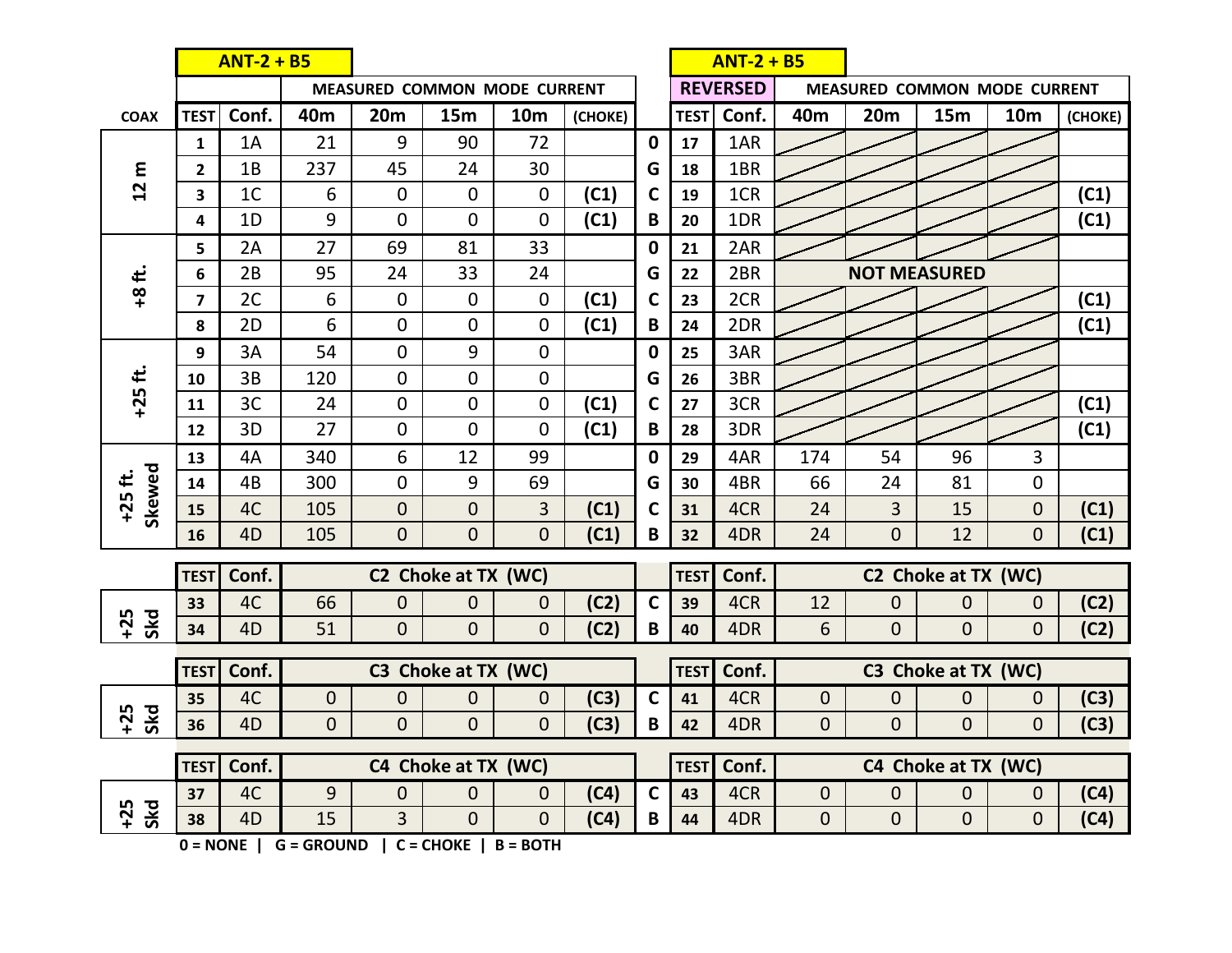| COAX | ANT-2 + B5 | | | | | | | | ANT-2 + B5 | | | | | | |
|---|---|---|---|---|---|---|---|---|---|---|---|---|---|---|---|
| | | | MEASURED COMMON MODE CURRENT | | | | | | REVERSED | | MEASURED COMMON MODE CURRENT | | | | |
| | TEST | Conf. | 40m | 20m | 15m | 10m | (CHOKE) | | TEST | Conf. | 40m | 20m | 15m | 10m | (CHOKE) |
| 12 m | 1 | 1A | 21 | 9 | 90 | 72 | | 0 | 17 | 1AR | | | | | |
| | 2 | 1B | 237 | 45 | 24 | 30 | | G | 18 | 1BR | | | | | |
| | 3 | 1C | 6 | 0 | 0 | 0 | (C1) | C | 19 | 1CR | | | | | (C1) |
| | 4 | 1D | 9 | 0 | 0 | 0 | (C1) | B | 20 | 1DR | | | | | (C1) |
| +8 ft. | 5 | 2A | 27 | 69 | 81 | 33 | | 0 | 21 | 2AR | | | | | |
| | 6 | 2B | 95 | 24 | 33 | 24 | | G | 22 | 2BR | NOT MEASURED | | | | |
| | 7 | 2C | 6 | 0 | 0 | 0 | (C1) | C | 23 | 2CR | | | | | (C1) |
| | 8 | 2D | 6 | 0 | 0 | 0 | (C1) | B | 24 | 2DR | | | | | (C1) |
| +25 ft. | 9 | 3A | 54 | 0 | 9 | 0 | | 0 | 25 | 3AR | | | | | |
| | 10 | 3B | 120 | 0 | 0 | 0 | | G | 26 | 3BR | | | | | |
| | 11 | 3C | 24 | 0 | 0 | 0 | (C1) | C | 27 | 3CR | | | | | (C1) |
| | 12 | 3D | 27 | 0 | 0 | 0 | (C1) | B | 28 | 3DR | | | | | (C1) |
| +25 ft. Skewed | 13 | 4A | 340 | 6 | 12 | 99 | | 0 | 29 | 4AR | 174 | 54 | 96 | 3 | |
| | 14 | 4B | 300 | 0 | 9 | 69 | | G | 30 | 4BR | 66 | 24 | 81 | 0 | |
| | 15 | 4C | 105 | 0 | 0 | 3 | (C1) | C | 31 | 4CR | 24 | 3 | 15 | 0 | (C1) |
| | 16 | 4D | 105 | 0 | 0 | 0 | (C1) | B | 32 | 4DR | 24 | 0 | 12 | 0 | (C1) |

| | TEST | Conf. | C2 Choke at TX (WC) | | | | | | TEST | Conf. | C2 Choke at TX (WC) | | | | |
|---|---|---|---|---|---|---|---|---|---|---|---|---|---|---|---|
| +25 Skd | 33 | 4C | 66 | 0 | 0 | 0 | (C2) | C | 39 | 4CR | 12 | 0 | 0 | 0 | (C2) |
| | 34 | 4D | 51 | 0 | 0 | 0 | (C2) | B | 40 | 4DR | 6 | 0 | 0 | 0 | (C2) |

| | TEST | Conf. | C3 Choke at TX (WC) | | | | | | TEST | Conf. | C3 Choke at TX (WC) | | | | |
|---|---|---|---|---|---|---|---|---|---|---|---|---|---|---|---|
| +25 Skd | 35 | 4C | 0 | 0 | 0 | 0 | (C3) | C | 41 | 4CR | 0 | 0 | 0 | 0 | (C3) |
| | 36 | 4D | 0 | 0 | 0 | 0 | (C3) | B | 42 | 4DR | 0 | 0 | 0 | 0 | (C3) |

| | TEST | Conf. | C4 Choke at TX (WC) | | | | | | TEST | Conf. | C4 Choke at TX (WC) | | | | |
|---|---|---|---|---|---|---|---|---|---|---|---|---|---|---|---|
| +25 Skd | 37 | 4C | 9 | 0 | 0 | 0 | (C4) | C | 43 | 4CR | 0 | 0 | 0 | 0 | (C4) |
| | 38 | 4D | 15 | 3 | 0 | 0 | (C4) | B | 44 | 4DR | 0 | 0 | 0 | 0 | (C4) |

**0 = NONE | G = GROUND | C = CHOKE | B = BOTH**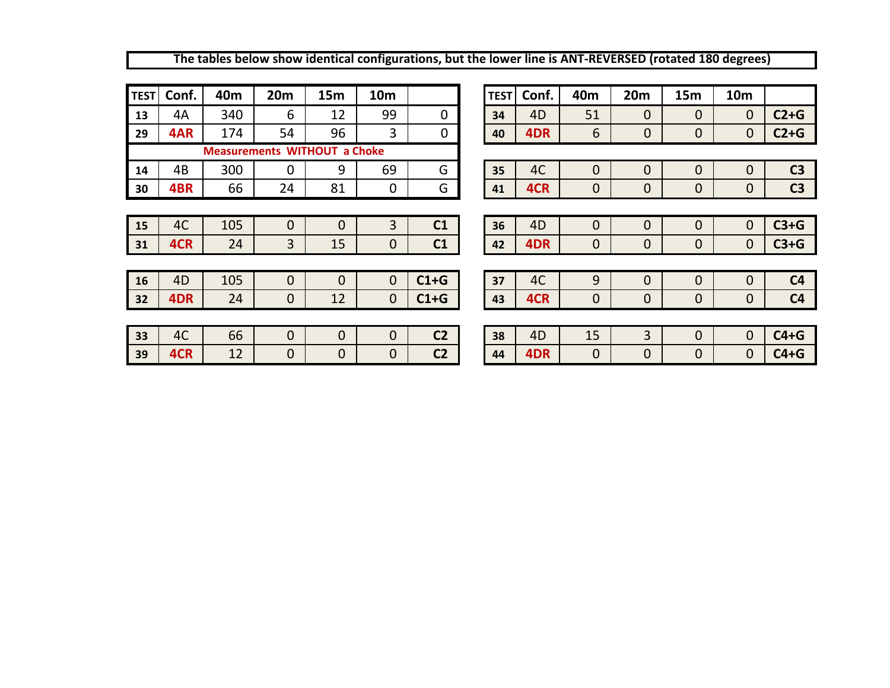**The tables below show identical configurations, but the lower line is ANT-REVERSED (rotated 180 degrees)**

| TEST | Conf. | 40m | 20m | 15m | 10m | |
|---|---|---|---|---|---|---|
| 13 | 4A | 340 | 6 | 12 | 99 | 0 |
| 29 | **4AR** | 174 | 54 | 96 | 3 | 0 |
| | **Measurements WITHOUT a Choke** | | | | | |
| 14 | 4B | 300 | 0 | 9 | 69 | G |
| 30 | **4BR** | 66 | 24 | 81 | 0 | G |

| TEST | Conf. | 40m | 20m | 15m | 10m | |
|---|---|---|---|---|---|---|
| 15 | 4C | 105 | 0 | 0 | 3 | **C1** |
| 31 | **4CR** | 24 | 3 | 15 | 0 | **C1** |

| TEST | Conf. | 40m | 20m | 15m | 10m | |
|---|---|---|---|---|---|---|
| 16 | 4D | 105 | 0 | 0 | 0 | **C1+G** |
| 32 | **4DR** | 24 | 0 | 12 | 0 | **C1+G** |

| TEST | Conf. | 40m | 20m | 15m | 10m | |
|---|---|---|---|---|---|---|
| 33 | 4C | 66 | 0 | 0 | 0 | **C2** |
| 39 | **4CR** | 12 | 0 | 0 | 0 | **C2** |

| TEST | Conf. | 40m | 20m | 15m | 10m | |
|---|---|---|---|---|---|---|
| 34 | 4D | 51 | 0 | 0 | 0 | **C2+G** |
| 40 | **4DR** | 6 | 0 | 0 | 0 | **C2+G** |

| TEST | Conf. | 40m | 20m | 15m | 10m | |
|---|---|---|---|---|---|---|
| 35 | 4C | 0 | 0 | 0 | 0 | **C3** |
| 41 | **4CR** | 0 | 0 | 0 | 0 | **C3** |

| TEST | Conf. | 40m | 20m | 15m | 10m | |
|---|---|---|---|---|---|---|
| 36 | 4D | 0 | 0 | 0 | 0 | **C3+G** |
| 42 | **4DR** | 0 | 0 | 0 | 0 | **C3+G** |

| TEST | Conf. | 40m | 20m | 15m | 10m | |
|---|---|---|---|---|---|---|
| 37 | 4C | 9 | 0 | 0 | 0 | **C4** |
| 43 | **4CR** | 0 | 0 | 0 | 0 | **C4** |

| TEST | Conf. | 40m | 20m | 15m | 10m | |
|---|---|---|---|---|---|---|
| 38 | 4D | 15 | 3 | 0 | 0 | **C4+G** |
| 44 | **4DR** | 0 | 0 | 0 | 0 | **C4+G** |